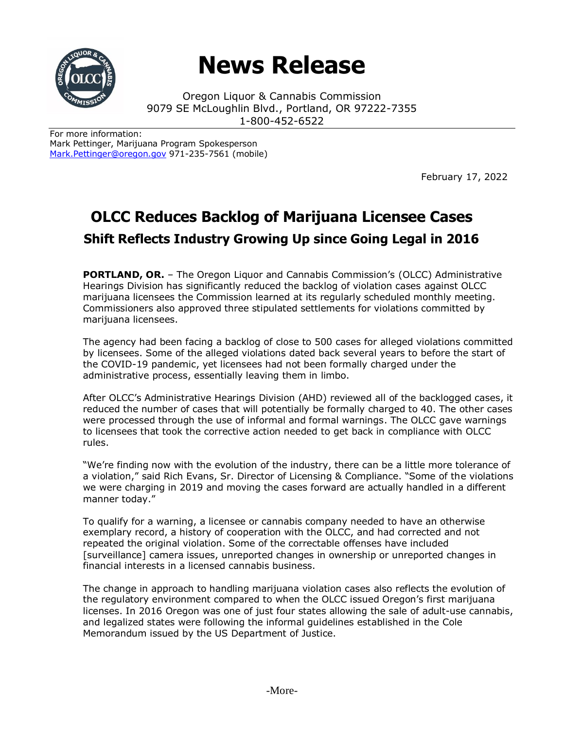# News Release

Oregon Liquor & Cannabis Commission
9079 SE McLoughlin Blvd., Portland, OR 97222-7355
1-800-452-6522

For more information:
Mark Pettinger, Marijuana Program Spokesperson
Mark.Pettinger@oregon.gov 971-235-7561 (mobile)

February 17, 2022

## OLCC Reduces Backlog of Marijuana Licensee Cases

### Shift Reflects Industry Growing Up since Going Legal in 2016

**PORTLAND, OR.** – The Oregon Liquor and Cannabis Commission's (OLCC) Administrative Hearings Division has significantly reduced the backlog of violation cases against OLCC marijuana licensees the Commission learned at its regularly scheduled monthly meeting. Commissioners also approved three stipulated settlements for violations committed by marijuana licensees.

The agency had been facing a backlog of close to 500 cases for alleged violations committed by licensees. Some of the alleged violations dated back several years to before the start of the COVID-19 pandemic, yet licensees had not been formally charged under the administrative process, essentially leaving them in limbo.

After OLCC's Administrative Hearings Division (AHD) reviewed all of the backlogged cases, it reduced the number of cases that will potentially be formally charged to 40. The other cases were processed through the use of informal and formal warnings. The OLCC gave warnings to licensees that took the corrective action needed to get back in compliance with OLCC rules.

"We're finding now with the evolution of the industry, there can be a little more tolerance of a violation," said Rich Evans, Sr. Director of Licensing & Compliance. "Some of the violations we were charging in 2019 and moving the cases forward are actually handled in a different manner today."

To qualify for a warning, a licensee or cannabis company needed to have an otherwise exemplary record, a history of cooperation with the OLCC, and had corrected and not repeated the original violation. Some of the correctable offenses have included [surveillance] camera issues, unreported changes in ownership or unreported changes in financial interests in a licensed cannabis business.

The change in approach to handling marijuana violation cases also reflects the evolution of the regulatory environment compared to when the OLCC issued Oregon's first marijuana licenses. In 2016 Oregon was one of just four states allowing the sale of adult-use cannabis, and legalized states were following the informal guidelines established in the Cole Memorandum issued by the US Department of Justice.

-More-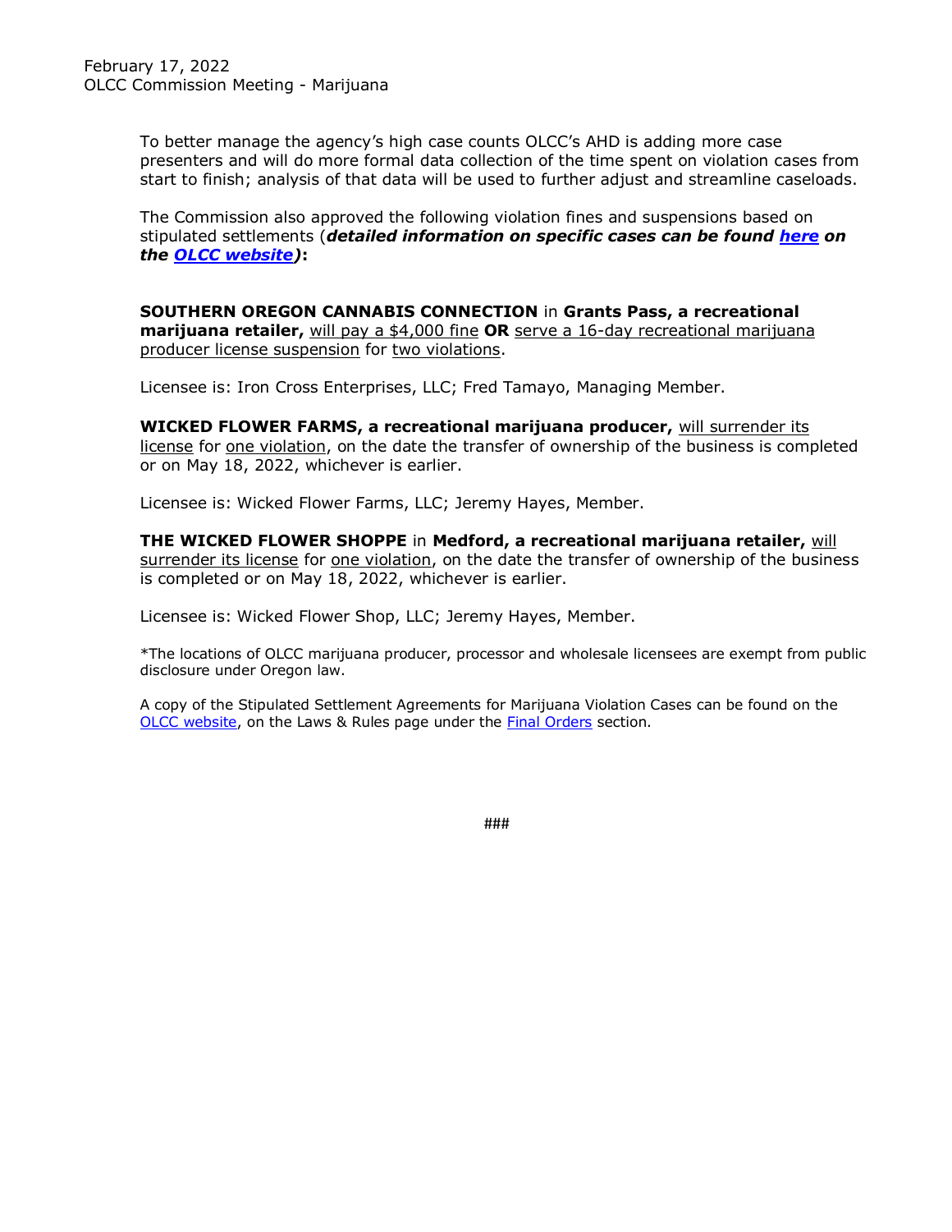To better manage the agency's high case counts OLCC's AHD is adding more case presenters and will do more formal data collection of the time spent on violation cases from start to finish; analysis of that data will be used to further adjust and streamline caseloads.

The Commission also approved the following violation fines and suspensions based on stipulated settlements (***detailed information on specific cases can be found here on the OLCC website***):

**SOUTHERN OREGON CANNABIS CONNECTION** in **Grants Pass, a recreational marijuana retailer,** will pay a $4,000 fine **OR** serve a 16-day recreational marijuana producer license suspension for two violations.

Licensee is: Iron Cross Enterprises, LLC; Fred Tamayo, Managing Member.

**WICKED FLOWER FARMS, a recreational marijuana producer,** will surrender its license for one violation, on the date the transfer of ownership of the business is completed or on May 18, 2022, whichever is earlier.

Licensee is: Wicked Flower Farms, LLC; Jeremy Hayes, Member.

**THE WICKED FLOWER SHOPPE** in **Medford, a recreational marijuana retailer,** will surrender its license for one violation, on the date the transfer of ownership of the business is completed or on May 18, 2022, whichever is earlier.

Licensee is: Wicked Flower Shop, LLC; Jeremy Hayes, Member.

*The locations of OLCC marijuana producer, processor and wholesale licensees are exempt from public disclosure under Oregon law.

A copy of the Stipulated Settlement Agreements for Marijuana Violation Cases can be found on the OLCC website, on the Laws & Rules page under the Final Orders section.

###